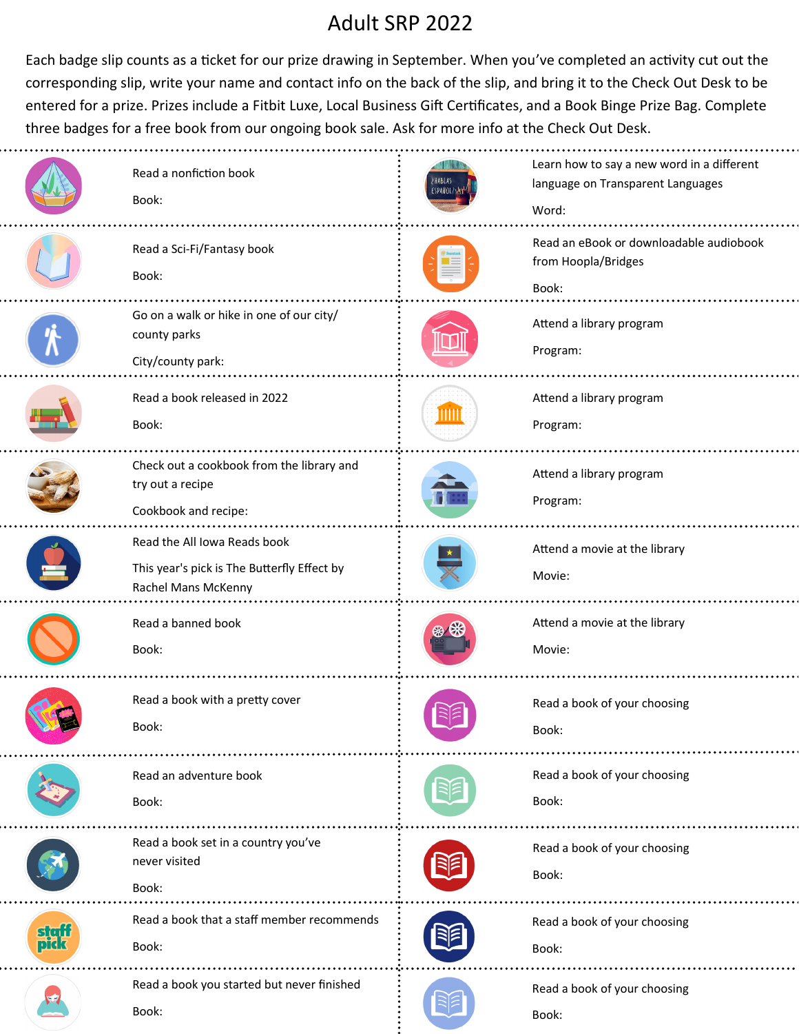# Adult SRP 2022

Each badge slip counts as a ticket for our prize drawing in September. When you've completed an activity cut out the corresponding slip, write your name and contact info on the back of the slip, and bring it to the Check Out Desk to be entered for a prize. Prizes include a Fitbit Luxe, Local Business Gift Certificates, and a Book Binge Prize Bag. Complete three badges for a free book from our ongoing book sale. Ask for more info at the Check Out Desk.

---

Read a nonfiction book

Book:

---

Read a Sci-Fi/Fantasy book

Book:

---

Go on a walk or hike in one of our city/county parks

City/county park:

---

Read a book released in 2022

Book:

---

Check out a cookbook from the library and try out a recipe

Cookbook and recipe:

---

Read the All Iowa Reads book

This year's pick is The Butterfly Effect by Rachel Mans McKenny

---

Read a banned book

Book:

---

Read a book with a pretty cover

Book:

---

Read an adventure book

Book:

---

Read a book set in a country you've never visited

Book:

---

Read a book that a staff member recommends

Book:

---

Read a book you started but never finished

Book:

---

Learn how to say a new word in a different language on Transparent Languages

Word:

---

Read an eBook or downloadable audiobook from Hoopla/Bridges

Book:

---

Attend a library program

Program:

---

Attend a library program

Program:

---

Attend a library program

Program:

---

Attend a movie at the library

Movie:

---

Attend a movie at the library

Movie:

---

Read a book of your choosing

Book:

---

Read a book of your choosing

Book:

---

Read a book of your choosing

Book:

---

Read a book of your choosing

Book:

---

Read a book of your choosing

Book: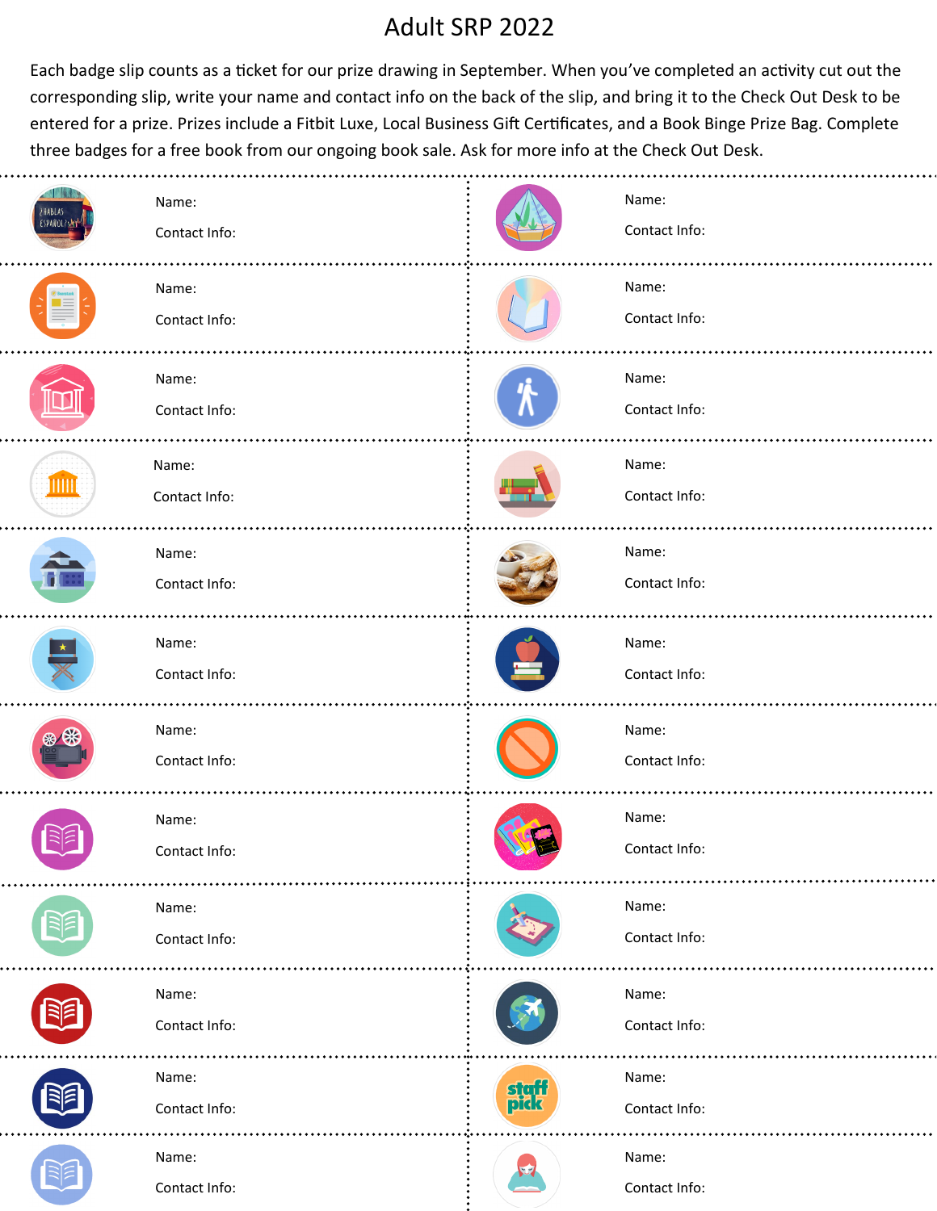# Adult SRP 2022

Each badge slip counts as a ticket for our prize drawing in September. When you've completed an activity cut out the corresponding slip, write your name and contact info on the back of the slip, and bring it to the Check Out Desk to be entered for a prize. Prizes include a Fitbit Luxe, Local Business Gift Certificates, and a Book Binge Prize Bag. Complete three badges for a free book from our ongoing book sale. Ask for more info at the Check Out Desk.

¿HABLAS ESPAÑOL?

Name:

Contact Info:

Name:

Contact Info:

Name:

Contact Info:

Name:

Contact Info:

Name:

Contact Info:

Name:

Contact Info:

Name:

Contact Info:

Name:

Contact Info:

Name:

Contact Info:

Name:

Contact Info:

Name:

Contact Info:

Name:

Contact Info:

Name:

Contact Info:

Name:

Contact Info:

Name:

Contact Info:

Name:

Contact Info:

Name:

Contact Info:

Name:

Contact Info:

Name:

Contact Info:

Name:

Contact Info:

Name:

Contact Info:

Name:

Contact Info:

staff pick

Name:

Contact Info:

Name:

Contact Info:

Name:

Contact Info:

Name:

Contact Info: